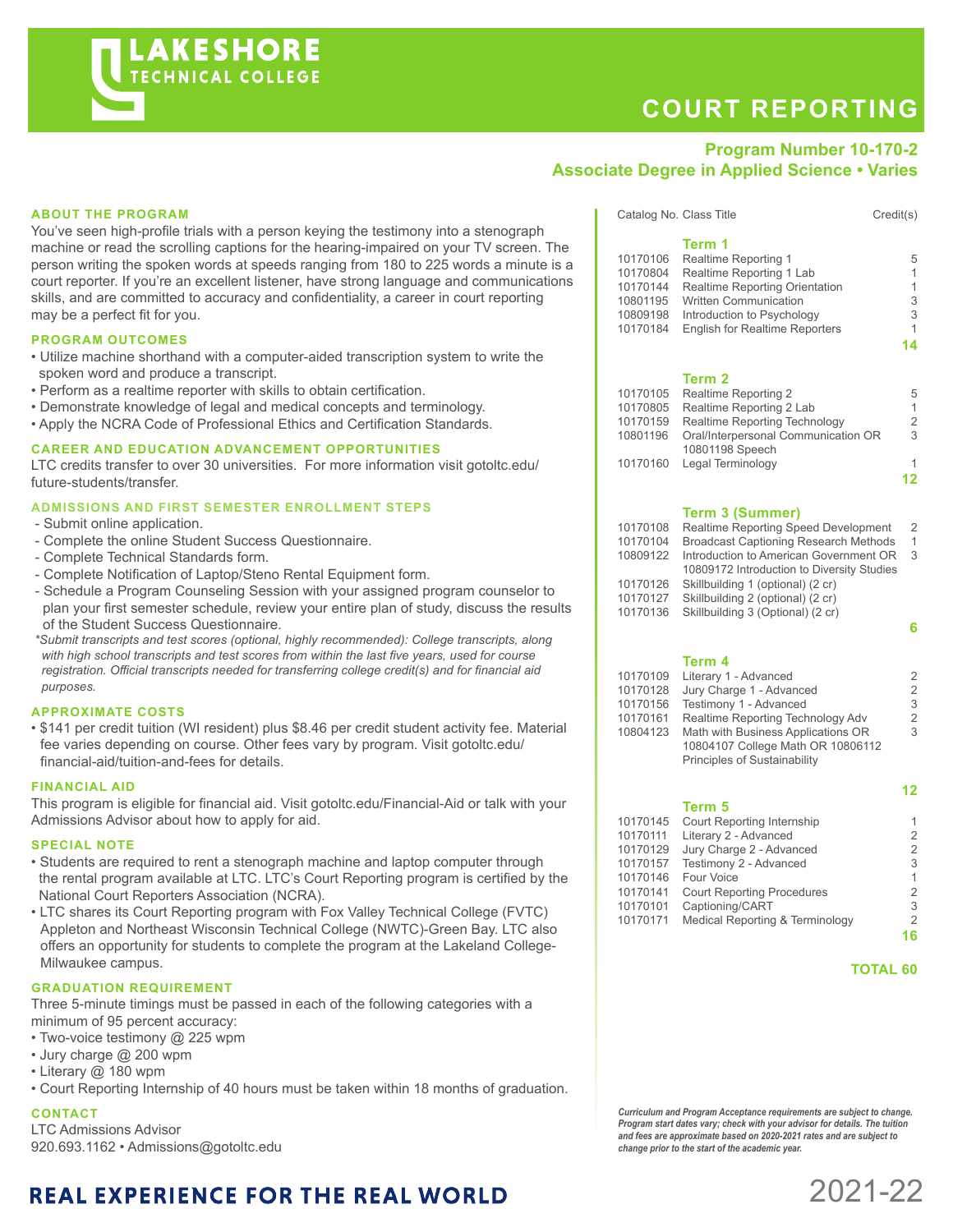# LAKESHORE TECHNICAL COLLEGE

# COURT REPORTING

**Program Number 10-170-2**
**Associate Degree in Applied Science • Varies**

## ABOUT THE PROGRAM

You've seen high-profile trials with a person keying the testimony into a stenograph machine or read the scrolling captions for the hearing-impaired on your TV screen. The person writing the spoken words at speeds ranging from 180 to 225 words a minute is a court reporter. If you're an excellent listener, have strong language and communications skills, and are committed to accuracy and confidentiality, a career in court reporting may be a perfect fit for you.

## PROGRAM OUTCOMES

- Utilize machine shorthand with a computer-aided transcription system to write the spoken word and produce a transcript.
- Perform as a realtime reporter with skills to obtain certification.
- Demonstrate knowledge of legal and medical concepts and terminology.
- Apply the NCRA Code of Professional Ethics and Certification Standards.

## CAREER AND EDUCATION ADVANCEMENT OPPORTUNITIES

LTC credits transfer to over 30 universities. For more information visit gotoltc.edu/future-students/transfer.

## ADMISSIONS AND FIRST SEMESTER ENROLLMENT STEPS

- Submit online application.
- Complete the online Student Success Questionnaire.
- Complete Technical Standards form.
- Complete Notification of Laptop/Steno Rental Equipment form.
- Schedule a Program Counseling Session with your assigned program counselor to plan your first semester schedule, review your entire plan of study, discuss the results of the Student Success Questionnaire.

*\*Submit transcripts and test scores (optional, highly recommended): College transcripts, along with high school transcripts and test scores from within the last five years, used for course registration. Official transcripts needed for transferring college credit(s) and for financial aid purposes.*

## APPROXIMATE COSTS

- $141 per credit tuition (WI resident) plus $8.46 per credit student activity fee. Material fee varies depending on course. Other fees vary by program. Visit gotoltc.edu/financial-aid/tuition-and-fees for details.

## FINANCIAL AID

This program is eligible for financial aid. Visit gotoltc.edu/Financial-Aid or talk with your Admissions Advisor about how to apply for aid.

## SPECIAL NOTE

- Students are required to rent a stenograph machine and laptop computer through the rental program available at LTC. LTC's Court Reporting program is certified by the National Court Reporters Association (NCRA).
- LTC shares its Court Reporting program with Fox Valley Technical College (FVTC) Appleton and Northeast Wisconsin Technical College (NWTC)-Green Bay. LTC also offers an opportunity for students to complete the program at the Lakeland College-Milwaukee campus.

## GRADUATION REQUIREMENT

Three 5-minute timings must be passed in each of the following categories with a minimum of 95 percent accuracy:

- Two-voice testimony @ 225 wpm
- Jury charge @ 200 wpm
- Literary @ 180 wpm
- Court Reporting Internship of 40 hours must be taken within 18 months of graduation.

## CONTACT

LTC Admissions Advisor
920.693.1162 • Admissions@gotoltc.edu

| Catalog No. | Class Title | Credit(s) |
|---|---|---|
| | **Term 1** | |
| 10170106 | Realtime Reporting 1 | 5 |
| 10170804 | Realtime Reporting 1 Lab | 1 |
| 10170144 | Realtime Reporting Orientation | 1 |
| 10801195 | Written Communication | 3 |
| 10809198 | Introduction to Psychology | 3 |
| 10170184 | English for Realtime Reporters | 1 |
| | | **14** |
| | **Term 2** | |
| 10170105 | Realtime Reporting 2 | 5 |
| 10170805 | Realtime Reporting 2 Lab | 1 |
| 10170159 | Realtime Reporting Technology | 2 |
| 10801196 | Oral/Interpersonal Communication OR 10801198 Speech | 3 |
| 10170160 | Legal Terminology | 1 |
| | | **12** |
| | **Term 3 (Summer)** | |
| 10170108 | Realtime Reporting Speed Development | 2 |
| 10170104 | Broadcast Captioning Research Methods | 1 |
| 10809122 | Introduction to American Government OR 10809172 Introduction to Diversity Studies | 3 |
| 10170126 | Skillbuilding 1 (optional) (2 cr) | |
| 10170127 | Skillbuilding 2 (optional) (2 cr) | |
| 10170136 | Skillbuilding 3 (Optional) (2 cr) | |
| | | **6** |
| | **Term 4** | |
| 10170109 | Literary 1 - Advanced | 2 |
| 10170128 | Jury Charge 1 - Advanced | 2 |
| 10170156 | Testimony 1 - Advanced | 3 |
| 10170161 | Realtime Reporting Technology Adv | 2 |
| 10804123 | Math with Business Applications OR 10804107 College Math OR 10806112 Principles of Sustainability | 3 |
| | | **12** |
| | **Term 5** | |
| 10170145 | Court Reporting Internship | 1 |
| 10170111 | Literary 2 - Advanced | 2 |
| 10170129 | Jury Charge 2 - Advanced | 2 |
| 10170157 | Testimony 2 - Advanced | 3 |
| 10170146 | Four Voice | 1 |
| 10170141 | Court Reporting Procedures | 2 |
| 10170101 | Captioning/CART | 3 |
| 10170171 | Medical Reporting & Terminology | 2 |
| | | **16** |
| | | **TOTAL 60** |

***Curriculum and Program Acceptance requirements are subject to change. Program start dates vary; check with your advisor for details. The tuition and fees are approximate based on 2020-2021 rates and are subject to change prior to the start of the academic year.***

**REAL EXPERIENCE FOR THE REAL WORLD**

2021-22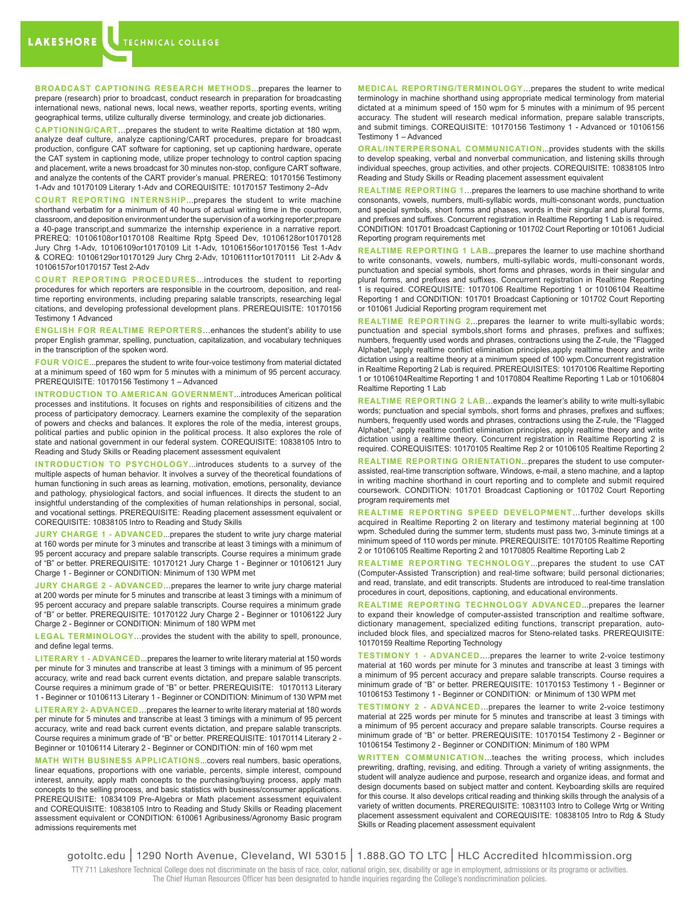**BROADCAST CAPTIONING RESEARCH METHODS**...prepares the learner to prepare (research) prior to broadcast, conduct research in preparation for broadcasting international news, national news, local news, weather reports, sporting events, writing geographical terms, utilize culturally diverse terminology, and create job dictionaries.

**CAPTIONING/CART**…prepares the student to write Realtime dictation at 180 wpm, analyze deaf culture, analyze captioning/CART procedures, prepare for broadcast production, configure CAT software for captioning, set up captioning hardware, operate the CAT system in captioning mode, utilize proper technology to control caption spacing and placement, write a news broadcast for 30 minutes non-stop, configure CART software, and analyze the contents of the CART provider's manual. PREREQ: 10170156 Testimony 1-Adv and 10170109 Literary 1-Adv and COREQUISITE: 10170157 Testimony 2–Adv

**COURT REPORTING INTERNSHIP**...prepares the student to write machine shorthand verbatim for a minimum of 40 hours of actual writing time in the courtroom, classroom, and deposition environment under the supervision of a working reporter;prepare a 40-page transcript,and summarize the internship experience in a narrative report. PREREQ: 10106108or10170108 Realtime Rptg Speed Dev, 10106128or10170128 Jury Chrg 1-Adv, 10106109or10170109 Lit 1-Adv, 10106156or10170156 Test 1-Adv & COREQ: 10106129or10170129 Jury Chrg 2-Adv, 10106111or10170111 Lit 2-Adv & 10106157or10170157 Test 2-Adv

**COURT REPORTING PROCEDURES**...introduces the student to reporting procedures for which reporters are responsible in the courtroom, deposition, and real-time reporting environments, including preparing salable transcripts, researching legal citations, and developing professional development plans. PREREQUISITE: 10170156 Testimony 1 Advanced

**ENGLISH FOR REALTIME REPORTERS**…enhances the student's ability to use proper English grammar, spelling, punctuation, capitalization, and vocabulary techniques in the transcription of the spoken word.

**FOUR VOICE**...prepares the student to write four-voice testimony from material dictated at a minimum speed of 160 wpm for 5 minutes with a minimum of 95 percent accuracy. PREREQUISITE: 10170156 Testimony 1 – Advanced

**INTRODUCTION TO AMERICAN GOVERNMENT**...introduces American political processes and institutions. It focuses on rights and responsibilities of citizens and the process of participatory democracy. Learners examine the complexity of the separation of powers and checks and balances. It explores the role of the media, interest groups, political parties and public opinion in the political process. It also explores the role of state and national government in our federal system. COREQUISITE: 10838105 Intro to Reading and Study Skills or Reading placement assessment equivalent

**INTRODUCTION TO PSYCHOLOGY**...introduces students to a survey of the multiple aspects of human behavior. It involves a survey of the theoretical foundations of human functioning in such areas as learning, motivation, emotions, personality, deviance and pathology, physiological factors, and social influences. It directs the student to an insightful understanding of the complexities of human relationships in personal, social, and vocational settings. PREREQUISITE: Reading placement assessment equivalent or COREQUISITE: 10838105 Intro to Reading and Study Skills

**JURY CHARGE 1 - ADVANCED**...prepares the student to write jury charge material at 160 words per minute for 3 minutes and transcribe at least 3 timings with a minimum of 95 percent accuracy and prepare salable transcripts. Course requires a minimum grade of "B" or better. PREREQUISITE: 10170121 Jury Charge 1 - Beginner or 10106121 Jury Charge 1 - Beginner or CONDITION: Minimum of 130 WPM met

**JURY CHARGE 2 - ADVANCED**…prepares the learner to write jury charge material at 200 words per minute for 5 minutes and transcribe at least 3 timings with a minimum of 95 percent accuracy and prepare salable transcripts. Course requires a minimum grade of "B" or better. PREREQUISITE: 10170122 Jury Charge 2 - Beginner or 10106122 Jury Charge 2 - Beginner or CONDITION: Minimum of 180 WPM met

**LEGAL TERMINOLOGY**…provides the student with the ability to spell, pronounce, and define legal terms.

**LITERARY 1 - ADVANCED**...prepares the learner to write literary material at 150 words per minute for 3 minutes and transcribe at least 3 timings with a minimum of 95 percent accuracy, write and read back current events dictation, and prepare salable transcripts. Course requires a minimum grade of "B" or better. PREREQUISITE: 10170113 Literary 1 - Beginner or 10106113 Literary 1 - Beginner or CONDITION: Minimum of 130 WPM met

**LITERARY 2- ADVANCED**…prepares the learner to write literary material at 180 words per minute for 5 minutes and transcribe at least 3 timings with a minimum of 95 percent accuracy, write and read back current events dictation, and prepare salable transcripts. Course requires a minimum grade of "B" or better. PREREQUISITE: 10170114 Literary 2 - Beginner or 10106114 Literary 2 - Beginner or CONDITION: min of 160 wpm met

**MATH WITH BUSINESS APPLICATIONS**...covers real numbers, basic operations, linear equations, proportions with one variable, percents, simple interest, compound interest, annuity, apply math concepts to the purchasing/buying process, apply math concepts to the selling process, and basic statistics with business/consumer applications. PREREQUISITE: 10834109 Pre-Algebra or Math placement assessment equivalent and COREQUISITE: 10838105 Intro to Reading and Study Skills or Reading placement assessment equivalent or CONDITION: 610061 Agribusiness/Agronomy Basic program admissions requirements met

**MEDICAL REPORTING/TERMINOLOGY**…prepares the student to write medical terminology in machine shorthand using appropriate medical terminology from material dictated at a minimum speed of 150 wpm for 5 minutes with a minimum of 95 percent accuracy. The student will research medical information, prepare salable transcripts, and submit timings. COREQUISITE: 10170156 Testimony 1 - Advanced or 10106156 Testimony 1 – Advanced

**ORAL/INTERPERSONAL COMMUNICATION**...provides students with the skills to develop speaking, verbal and nonverbal communication, and listening skills through individual speeches, group activities, and other projects. COREQUISITE: 10838105 Intro Reading and Study Skills or Reading placement assessment equivalent

**REALTIME REPORTING 1**…prepares the learners to use machine shorthand to write consonants, vowels, numbers, multi-syllabic words, multi-consonant words, punctuation and special symbols, short forms and phases, words in their singular and plural forms, and prefixes and suffixes. Concurrent registration in Realtime Reporting 1 Lab is required. CONDITION: 101701 Broadcast Captioning or 101702 Court Reporting or 101061 Judicial Reporting program requirements met

**REALTIME REPORTING 1 LAB**...prepares the learner to use machine shorthand to write consonants, vowels, numbers, multi-syllabic words, multi-consonant words, punctuation and special symbols, short forms and phrases, words in their singular and plural forms, and prefixes and suffixes. Concurrent registration in Realtime Reporting 1 is required. COREQUISITE: 10170106 Realtime Reporting 1 or 10106104 Realtime Reporting 1 and CONDITION: 101701 Broadcast Captioning or 101702 Court Reporting or 101061 Judicial Reporting program requirement met

**REALTIME REPORTING 2**...prepares the learner to write multi-syllabic words; punctuation and special symbols,short forms and phrases, prefixes and suffixes; numbers, frequently used words and phrases, contractions using the Z-rule, the "Flagged Alphabet,"apply realtime conflict elimination principles,apply realtime theory and write dictation using a realtime theory at a minimum speed of 100 wpm.Concurrent registration in Realtime Reporting 2 Lab is required. PREREQUISITES: 10170106 Realtime Reporting 1 or 10106104Realtime Reporting 1 and 10170804 Realtime Reporting 1 Lab or 10106804 Realtime Reporting 1 Lab

**REALTIME REPORTING 2 LAB**…expands the learner's ability to write multi-syllabic words; punctuation and special symbols, short forms and phrases, prefixes and suffixes; numbers, frequently used words and phrases, contractions using the Z-rule, the "Flagged Alphabet," apply realtime conflict elimination principles, apply realtime theory and write dictation using a realtime theory. Concurrent registration in Realtime Reporting 2 is required. COREQUISITES: 10170105 Realtime Rep 2 or 10106105 Realtime Reporting 2

**REALTIME REPORTING ORIENTATION**...prepares the student to use computer-assisted, real-time transcription software, Windows, e-mail, a steno machine, and a laptop in writing machine shorthand in court reporting and to complete and submit required coursework. CONDITION: 101701 Broadcast Captioning or 101702 Court Reporting program requirements met

**REALTIME REPORTING SPEED DEVELOPMENT**…further develops skills acquired in Realtime Reporting 2 on literary and testimony material beginning at 100 wpm. Scheduled during the summer term, students must pass two, 3-minute timings at a minimum speed of 110 words per minute. PREREQUISITE: 10170105 Realtime Reporting 2 or 10106105 Realtime Reporting 2 and 10170805 Realtime Reporting Lab 2

**REALTIME REPORTING TECHNOLOGY**...prepares the student to use CAT (Computer-Assisted Transcription) and real-time software; build personal dictionaries; and read, translate, and edit transcripts. Students are introduced to real-time translation procedures in court, depositions, captioning, and educational environments.

**REALTIME REPORTING TECHNOLOGY ADVANCED**...prepares the learner to expand their knowledge of computer-assisted transcription and realtime software, dictionary management, specialized editing functions, transcript preparation, auto-included block files, and specialized macros for Steno-related tasks. PREREQUISITE: 10170159 Realtime Reporting Technology

**TESTIMONY 1 - ADVANCED**….prepares the learner to write 2-voice testimony material at 160 words per minute for 3 minutes and transcribe at least 3 timings with a minimum of 95 percent accuracy and prepare salable transcripts. Course requires a minimum grade of "B" or better. PREREQUISITE: 10170153 Testimony 1 - Beginner or 10106153 Testimony 1 - Beginner or CONDITION: or Minimum of 130 WPM met

**TESTIMONY 2 - ADVANCED**…prepares the learner to write 2-voice testimony material at 225 words per minute for 5 minutes and transcribe at least 3 timings with a minimum of 95 percent accuracy and prepare salable transcripts. Course requires a minimum grade of "B" or better. PREREQUISITE: 10170154 Testimony 2 - Beginner or 10106154 Testimony 2 - Beginner or CONDITION: Minimum of 180 WPM

**WRITTEN COMMUNICATION**…teaches the writing process, which includes prewriting, drafting, revising, and editing. Through a variety of writing assignments, the student will analyze audience and purpose, research and organize ideas, and format and design documents based on subject matter and content. Keyboarding skills are required for this course. It also develops critical reading and thinking skills through the analysis of a variety of written documents. PREREQUISITE: 10831103 Intro to College Wrtg or Writing placement assessment equivalent and COREQUISITE: 10838105 Intro to Rdg & Study Skills or Reading placement assessment equivalent

gotoltc.edu | 1290 North Avenue, Cleveland, WI 53015 | 1.888.GO TO LTC | HLC Accredited hlcommission.org

TTY 711 Lakeshore Technical College does not discriminate on the basis of race, color, national origin, sex, disability or age in employment, admissions or its programs or activities. The Chief Human Resources Officer has been designated to handle inquiries regarding the College's nondiscrimination policies.